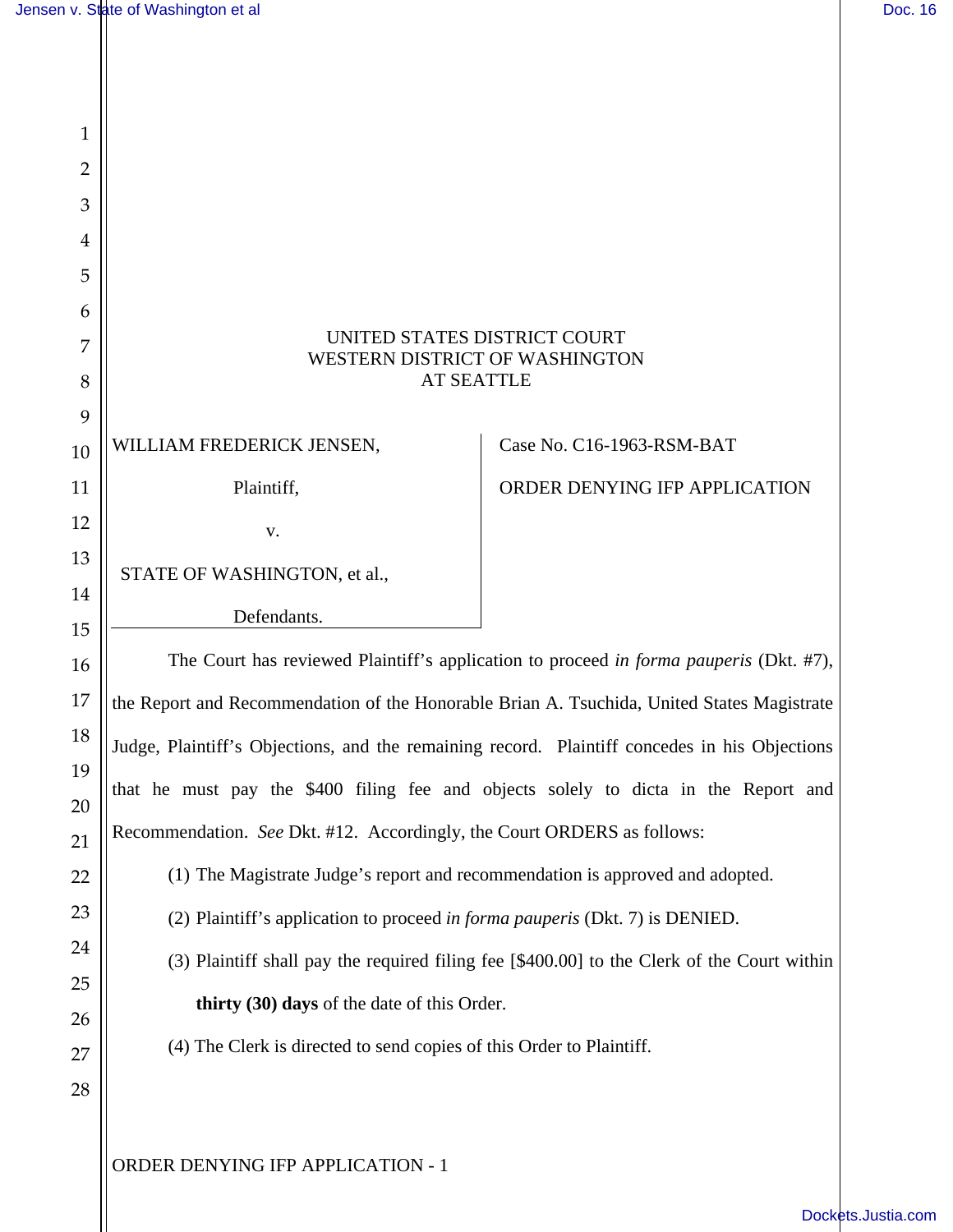UNITED STATES DISTRICT COURT
WESTERN DISTRICT OF WASHINGTON
AT SEATTLE

WILLIAM FREDERICK JENSEN,

Plaintiff,

v.

STATE OF WASHINGTON, et al.,

Defendants.

Case No. C16-1963-RSM-BAT

ORDER DENYING IFP APPLICATION

The Court has reviewed Plaintiff's application to proceed *in forma pauperis* (Dkt. #7), the Report and Recommendation of the Honorable Brian A. Tsuchida, United States Magistrate Judge, Plaintiff's Objections, and the remaining record. Plaintiff concedes in his Objections that he must pay the $400 filing fee and objects solely to dicta in the Report and Recommendation. *See* Dkt. #12. Accordingly, the Court ORDERS as follows:

(1) The Magistrate Judge's report and recommendation is approved and adopted.

(2) Plaintiff's application to proceed *in forma pauperis* (Dkt. 7) is DENIED.

(3) Plaintiff shall pay the required filing fee [$400.00] to the Clerk of the Court within **thirty (30) days** of the date of this Order.

(4) The Clerk is directed to send copies of this Order to Plaintiff.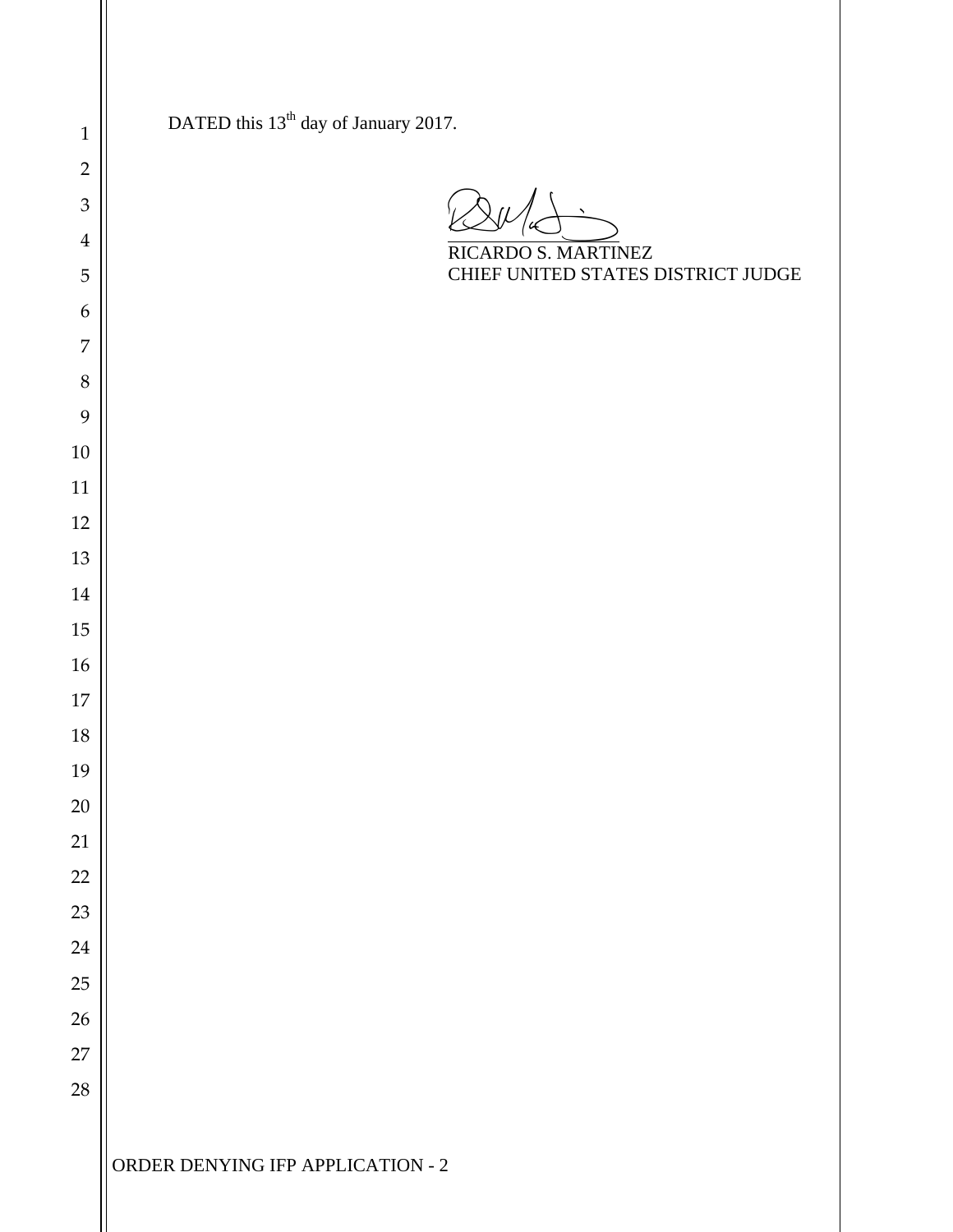DATED this 13th day of January 2017.

RICARDO S. MARTINEZ
CHIEF UNITED STATES DISTRICT JUDGE